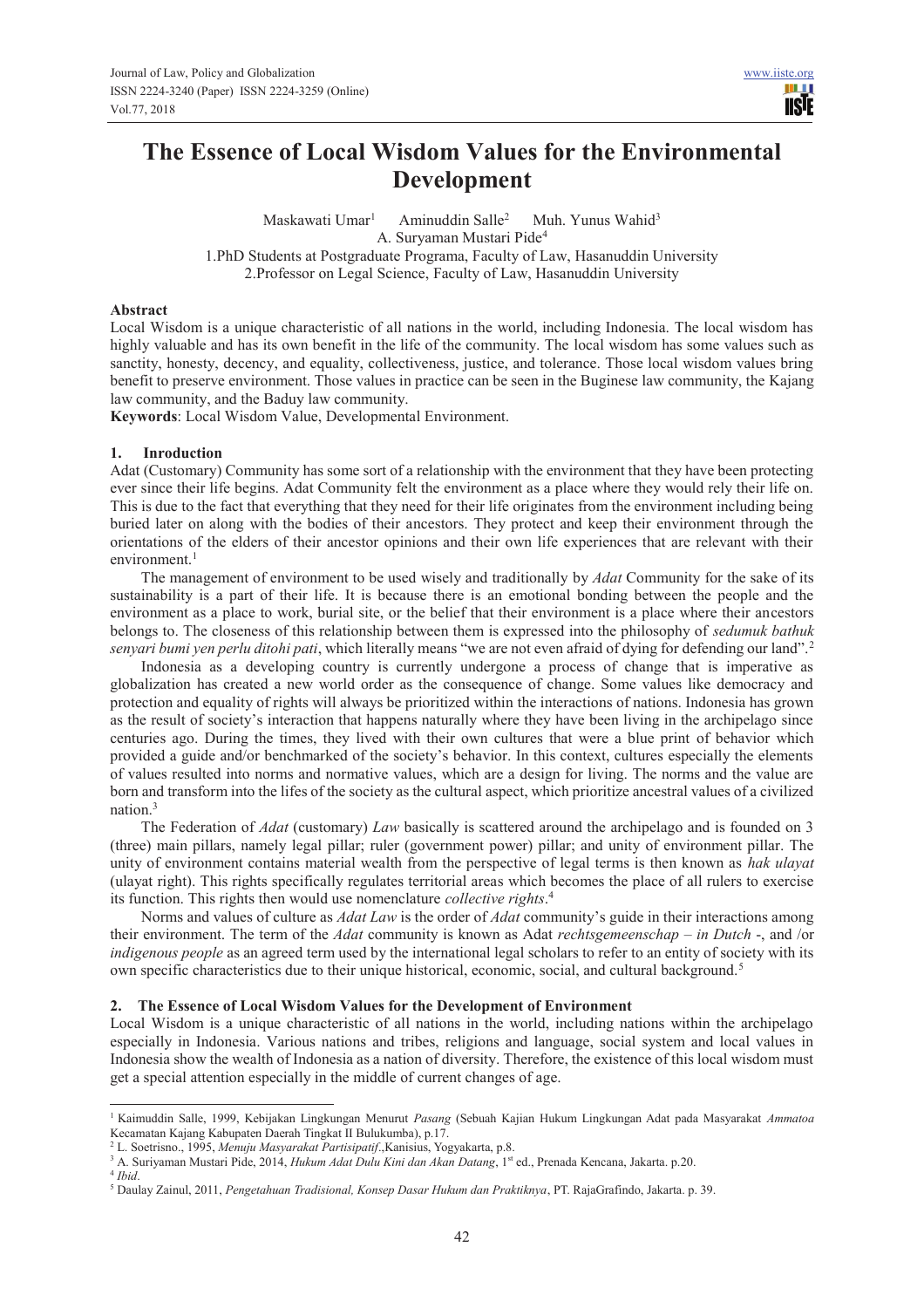# The Essence of Local Wisdom Values for the Environmental Development

Maskawati Umar[1] Aminuddin Salle[2] Muh. Yunus Wahid[3]
A. Suryaman Mustari Pide[4]

1.PhD Students at Postgraduate Programa, Faculty of Law, Hasanuddin University
2.Professor on Legal Science, Faculty of Law, Hasanuddin University

**Abstract**

Local Wisdom is a unique characteristic of all nations in the world, including Indonesia. The local wisdom has highly valuable and has its own benefit in the life of the community. The local wisdom has some values such as sanctity, honesty, decency, and equality, collectiveness, justice, and tolerance. Those local wisdom values bring benefit to preserve environment. Those values in practice can be seen in the Buginese law community, the Kajang law community, and the Baduy law community.

**Keywords**: Local Wisdom Value, Developmental Environment.

## 1. Inroduction

Adat (Customary) Community has some sort of a relationship with the environment that they have been protecting ever since their life begins. Adat Community felt the environment as a place where they would rely their life on. This is due to the fact that everything that they need for their life originates from the environment including being buried later on along with the bodies of their ancestors. They protect and keep their environment through the orientations of the elders of their ancestor opinions and their own life experiences that are relevant with their environment.[1]

The management of environment to be used wisely and traditionally by *Adat* Community for the sake of its sustainability is a part of their life. It is because there is an emotional bonding between the people and the environment as a place to work, burial site, or the belief that their environment is a place where their ancestors belongs to. The closeness of this relationship between them is expressed into the philosophy of *sedumuk bathuk senyari bumi yen perlu ditohi pati*, which literally means "we are not even afraid of dying for defending our land".[2]

Indonesia as a developing country is currently undergone a process of change that is imperative as globalization has created a new world order as the consequence of change. Some values like democracy and protection and equality of rights will always be prioritized within the interactions of nations. Indonesia has grown as the result of society's interaction that happens naturally where they have been living in the archipelago since centuries ago. During the times, they lived with their own cultures that were a blue print of behavior which provided a guide and/or benchmarked of the society's behavior. In this context, cultures especially the elements of values resulted into norms and normative values, which are a design for living. The norms and the value are born and transform into the lifes of the society as the cultural aspect, which prioritize ancestral values of a civilized nation.[3]

The Federation of *Adat* (customary) *Law* basically is scattered around the archipelago and is founded on 3 (three) main pillars, namely legal pillar; ruler (government power) pillar; and unity of environment pillar. The unity of environment contains material wealth from the perspective of legal terms is then known as *hak ulayat* (ulayat right). This rights specifically regulates territorial areas which becomes the place of all rulers to exercise its function. This rights then would use nomenclature *collective rights*.[4]

Norms and values of culture as *Adat Law* is the order of *Adat* community's guide in their interactions among their environment. The term of the *Adat* community is known as Adat *rechtsgemeenschap – in Dutch* -, and /or *indigenous people* as an agreed term used by the international legal scholars to refer to an entity of society with its own specific characteristics due to their unique historical, economic, social, and cultural background.[5]

## 2. The Essence of Local Wisdom Values for the Development of Environment

Local Wisdom is a unique characteristic of all nations in the world, including nations within the archipelago especially in Indonesia. Various nations and tribes, religions and language, social system and local values in Indonesia show the wealth of Indonesia as a nation of diversity. Therefore, the existence of this local wisdom must get a special attention especially in the middle of current changes of age.

---

[1] Kaimuddin Salle, 1999, Kebijakan Lingkungan Menurut *Pasang* (Sebuah Kajian Hukum Lingkungan Adat pada Masyarakat *Ammatoa* Kecamatan Kajang Kabupaten Daerah Tingkat II Bulukumba), p.17.

[2] L. Soetrisno., 1995, *Menuju Masyarakat Partisipatif*.,Kanisius, Yogyakarta, p.8.

[3] A. Suriyaman Mustari Pide, 2014, *Hukum Adat Dulu Kini dan Akan Datang*, 1st ed., Prenada Kencana, Jakarta. p.20.

[4] *Ibid*.

[5] Daulay Zainul, 2011, *Pengetahuan Tradisional, Konsep Dasar Hukum dan Praktiknya*, PT. RajaGrafindo, Jakarta. p. 39.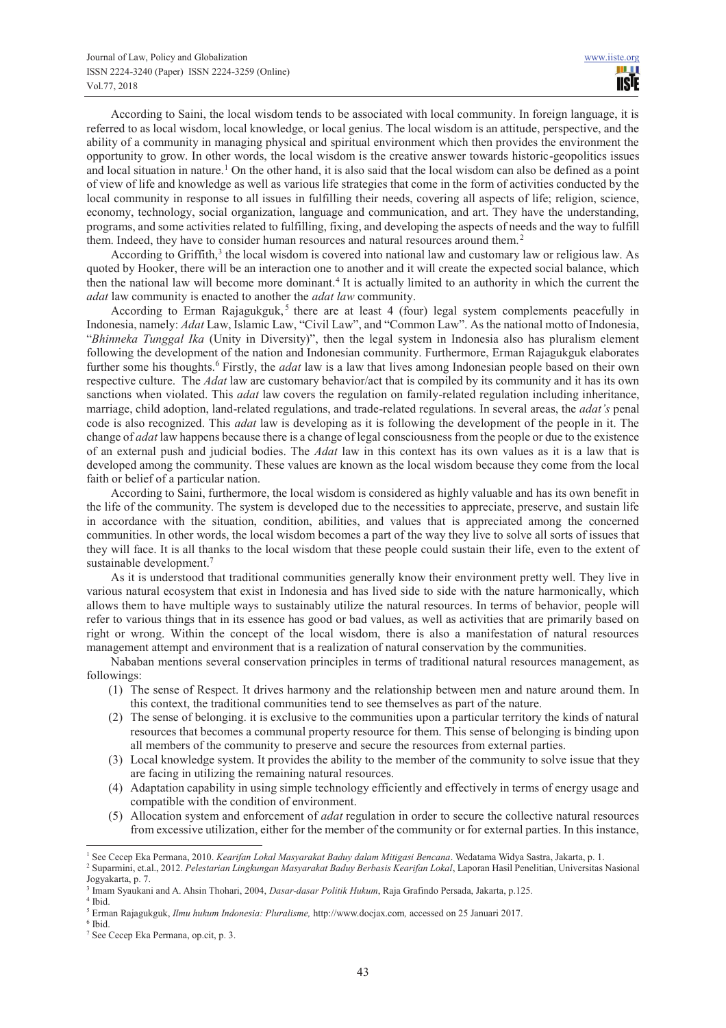According to Saini, the local wisdom tends to be associated with local community. In foreign language, it is referred to as local wisdom, local knowledge, or local genius. The local wisdom is an attitude, perspective, and the ability of a community in managing physical and spiritual environment which then provides the environment the opportunity to grow. In other words, the local wisdom is the creative answer towards historic-geopolitics issues and local situation in nature.[1] On the other hand, it is also said that the local wisdom can also be defined as a point of view of life and knowledge as well as various life strategies that come in the form of activities conducted by the local community in response to all issues in fulfilling their needs, covering all aspects of life; religion, science, economy, technology, social organization, language and communication, and art. They have the understanding, programs, and some activities related to fulfilling, fixing, and developing the aspects of needs and the way to fulfill them. Indeed, they have to consider human resources and natural resources around them.[2]

According to Griffith,[3] the local wisdom is covered into national law and customary law or religious law. As quoted by Hooker, there will be an interaction one to another and it will create the expected social balance, which then the national law will become more dominant.[4] It is actually limited to an authority in which the current the *adat* law community is enacted to another the *adat law* community.

According to Erman Rajagukguk,[5] there are at least 4 (four) legal system complements peacefully in Indonesia, namely: *Adat* Law, Islamic Law, "Civil Law", and "Common Law". As the national motto of Indonesia, "*Bhinneka Tunggal Ika* (Unity in Diversity)", then the legal system in Indonesia also has pluralism element following the development of the nation and Indonesian community. Furthermore, Erman Rajagukguk elaborates further some his thoughts.[6] Firstly, the *adat* law is a law that lives among Indonesian people based on their own respective culture. The *Adat* law are customary behavior/act that is compiled by its community and it has its own sanctions when violated. This *adat* law covers the regulation on family-related regulation including inheritance, marriage, child adoption, land-related regulations, and trade-related regulations. In several areas, the *adat's* penal code is also recognized. This *adat* law is developing as it is following the development of the people in it. The change of *adat* law happens because there is a change of legal consciousness from the people or due to the existence of an external push and judicial bodies. The *Adat* law in this context has its own values as it is a law that is developed among the community. These values are known as the local wisdom because they come from the local faith or belief of a particular nation.

According to Saini, furthermore, the local wisdom is considered as highly valuable and has its own benefit in the life of the community. The system is developed due to the necessities to appreciate, preserve, and sustain life in accordance with the situation, condition, abilities, and values that is appreciated among the concerned communities. In other words, the local wisdom becomes a part of the way they live to solve all sorts of issues that they will face. It is all thanks to the local wisdom that these people could sustain their life, even to the extent of sustainable development.[7]

As it is understood that traditional communities generally know their environment pretty well. They live in various natural ecosystem that exist in Indonesia and has lived side to side with the nature harmonically, which allows them to have multiple ways to sustainably utilize the natural resources. In terms of behavior, people will refer to various things that in its essence has good or bad values, as well as activities that are primarily based on right or wrong. Within the concept of the local wisdom, there is also a manifestation of natural resources management attempt and environment that is a realization of natural conservation by the communities.

Nababan mentions several conservation principles in terms of traditional natural resources management, as followings:

(1) The sense of Respect. It drives harmony and the relationship between men and nature around them. In this context, the traditional communities tend to see themselves as part of the nature.
(2) The sense of belonging. it is exclusive to the communities upon a particular territory the kinds of natural resources that becomes a communal property resource for them. This sense of belonging is binding upon all members of the community to preserve and secure the resources from external parties.
(3) Local knowledge system. It provides the ability to the member of the community to solve issue that they are facing in utilizing the remaining natural resources.
(4) Adaptation capability in using simple technology efficiently and effectively in terms of energy usage and compatible with the condition of environment.
(5) Allocation system and enforcement of *adat* regulation in order to secure the collective natural resources from excessive utilization, either for the member of the community or for external parties. In this instance,

---

[1] See Cecep Eka Permana, 2010. *Kearifan Lokal Masyarakat Baduy dalam Mitigasi Bencana*. Wedatama Widya Sastra, Jakarta, p. 1.

[2] Suparmini, et.al., 2012. *Pelestarian Lingkungan Masyarakat Baduy Berbasis Kearifan Lokal*, Laporan Hasil Penelitian, Universitas Nasional Jogyakarta, p. 7.

[3] Imam Syaukani and A. Ahsin Thohari, 2004, *Dasar-dasar Politik Hukum*, Raja Grafindo Persada, Jakarta, p.125.

[4] Ibid.

[5] Erman Rajagukguk, *Ilmu hukum Indonesia: Pluralisme,* http://www.docjax.com*,* accessed on 25 Januari 2017.

[6] Ibid.

[7] See Cecep Eka Permana, op.cit, p. 3.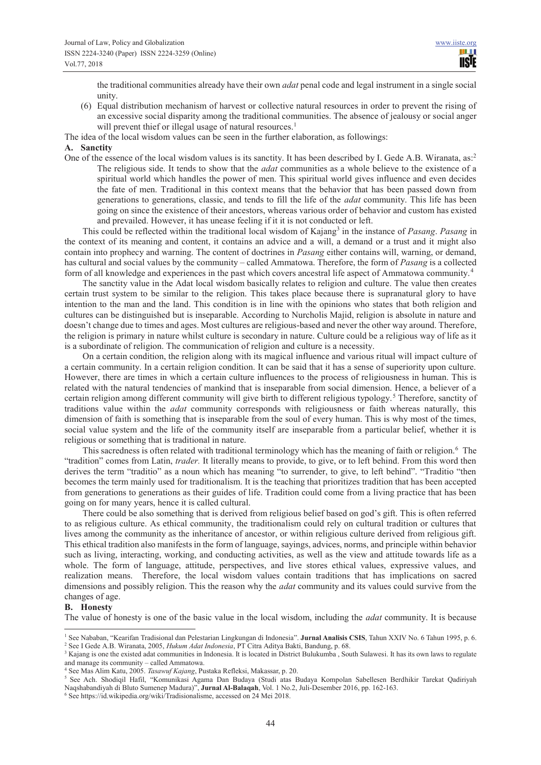the traditional communities already have their own *adat* penal code and legal instrument in a single social unity.

(6) Equal distribution mechanism of harvest or collective natural resources in order to prevent the rising of an excessive social disparity among the traditional communities. The absence of jealousy or social anger will prevent thief or illegal usage of natural resources.[1]

The idea of the local wisdom values can be seen in the further elaboration, as followings:

**A. Sanctity**

One of the essence of the local wisdom values is its sanctity. It has been described by I. Gede A.B. Wiranata, as:[2]

> The religious side. It tends to show that the *adat* communities as a whole believe to the existence of a spiritual world which handles the power of men. This spiritual world gives influence and even decides the fate of men. Traditional in this context means that the behavior that has been passed down from generations to generations, classic, and tends to fill the life of the *adat* community. This life has been going on since the existence of their ancestors, whereas various order of behavior and custom has existed and prevailed. However, it has unease feeling if it it is not conducted or left.

This could be reflected within the traditional local wisdom of Kajang[3] in the instance of *Pasang*. *Pasang* in the context of its meaning and content, it contains an advice and a will, a demand or a trust and it might also contain into prophecy and warning. The content of doctrines in *Pasang* either contains will, warning, or demand, has cultural and social values by the community – called Ammatowa. Therefore, the form of *Pasang* is a collected form of all knowledge and experiences in the past which covers ancestral life aspect of Ammatowa community.[4]

The sanctity value in the Adat local wisdom basically relates to religion and culture. The value then creates certain trust system to be similar to the religion. This takes place because there is supranatural glory to have intention to the man and the land. This condition is in line with the opinions who states that both religion and cultures can be distinguished but is inseparable. According to Nurcholis Majid, religion is absolute in nature and doesn't change due to times and ages. Most cultures are religious-based and never the other way around. Therefore, the religion is primary in nature whilst culture is secondary in nature. Culture could be a religious way of life as it is a subordinate of religion. The communication of religion and culture is a necessity.

On a certain condition, the religion along with its magical influence and various ritual will impact culture of a certain community. In a certain religion condition. It can be said that it has a sense of superiority upon culture. However, there are times in which a certain culture influences to the process of religiousness in human. This is related with the natural tendencies of mankind that is inseparable from social dimension. Hence, a believer of a certain religion among different community will give birth to different religious typology.[5] Therefore, sanctity of traditions value within the *adat* community corresponds with religiousness or faith whereas naturally, this dimension of faith is something that is inseparable from the soul of every human. This is why most of the times, social value system and the life of the community itself are inseparable from a particular belief, whether it is religious or something that is traditional in nature.

This sacredness is often related with traditional terminology which has the meaning of faith or religion.[6] The "tradition" comes from Latin, *trader.* It literally means to provide, to give, or to left behind. From this word then derives the term "traditio" as a noun which has meaning "to surrender, to give, to left behind". "Traditio "then becomes the term mainly used for traditionalism. It is the teaching that prioritizes tradition that has been accepted from generations to generations as their guides of life. Tradition could come from a living practice that has been going on for many years, hence it is called cultural.

There could be also something that is derived from religious belief based on god's gift. This is often referred to as religious culture. As ethical community, the traditionalism could rely on cultural tradition or cultures that lives among the community as the inheritance of ancestor, or within religious culture derived from religious gift. This ethical tradition also manifests in the form of language, sayings, advices, norms, and principle within behavior such as living, interacting, working, and conducting activities, as well as the view and attitude towards life as a whole. The form of language, attitude, perspectives, and live stores ethical values, expressive values, and realization means. Therefore, the local wisdom values contain traditions that has implications on sacred dimensions and possibly religion. This the reason why the *adat* community and its values could survive from the changes of age.

**B. Honesty**

The value of honesty is one of the basic value in the local wisdom, including the *adat* community. It is because

---

[1] See Nababan, "Kearifan Tradisional dan Pelestarian Lingkungan di Indonesia". **Jurnal Analisis CSIS**, Tahun XXIV No. 6 Tahun 1995, p. 6.

[2] See I Gede A.B. Wiranata, 2005, *Hukum Adat Indonesia*, PT Citra Aditya Bakti, Bandung, p. 68.

[3] Kajang is one the existed adat communities in Indonesia. It is located in District Bulukumba , South Sulawesi. It has its own laws to regulate and manage its community – called Ammatowa.

[4] See Mas Alim Katu, 2005. *Tasawuf Kajang*, Pustaka Refleksi, Makassar, p. 20.

[5] See Ach. Shodiqil Hafil, "Komunikasi Agama Dan Budaya (Studi atas Budaya Kompolan Sabellesen Berdhikir Tarekat Qadiriyah Naqshabandiyah di Bluto Sumenep Madura)", **Jurnal Al-Balaqah**, Vol. 1 No.2, Juli-Desember 2016, pp. 162-163.

[6] See https://id.wikipedia.org/wiki/Tradisionalisme, accessed on 24 Mei 2018.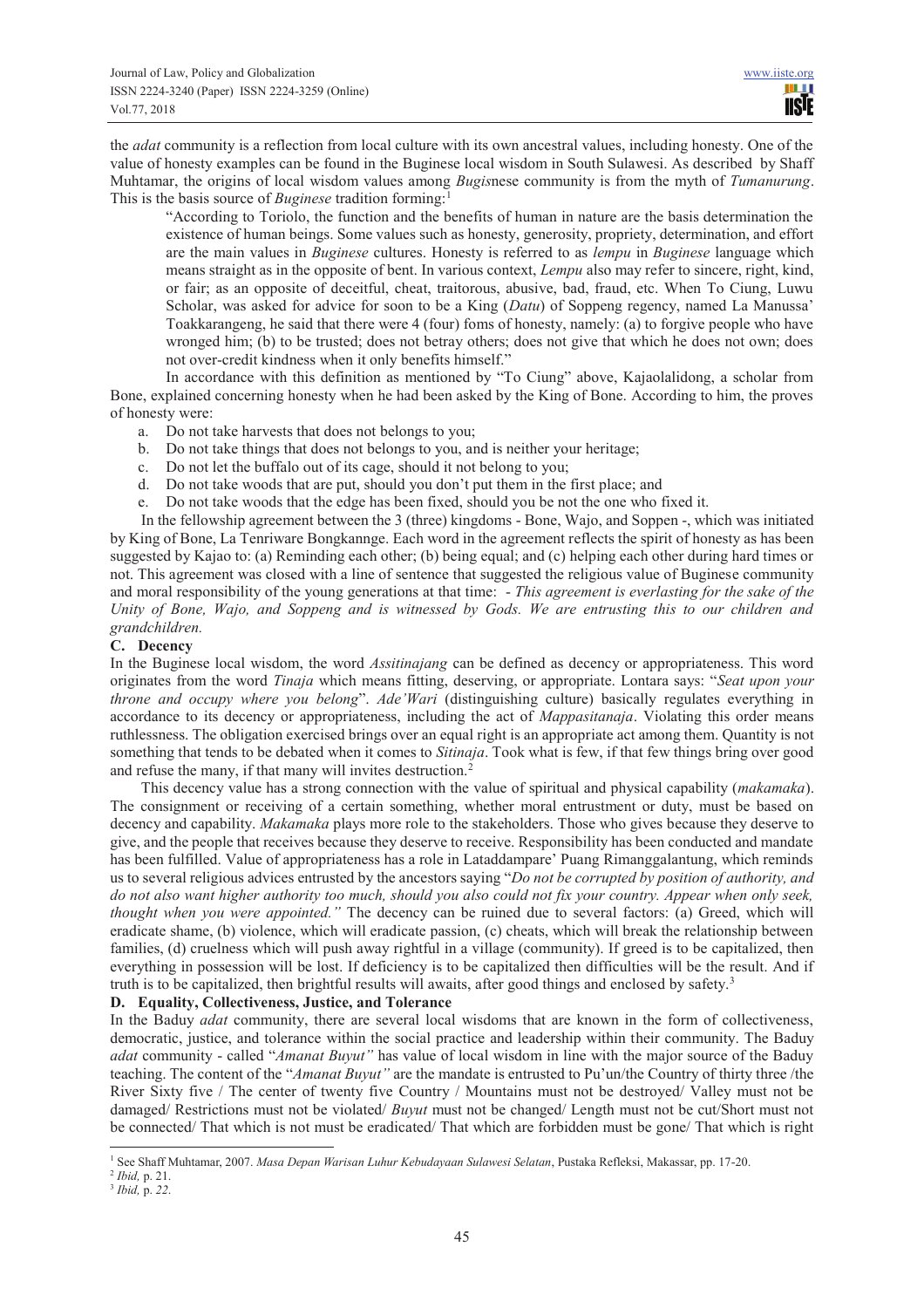the *adat* community is a reflection from local culture with its own ancestral values, including honesty. One of the value of honesty examples can be found in the Buginese local wisdom in South Sulawesi. As described by Shaff Muhtamar, the origins of local wisdom values among *Bugis*nese community is from the myth of *Tumanurung*. This is the basis source of *Buginese* tradition forming:[1]

> "According to Toriolo, the function and the benefits of human in nature are the basis determination the existence of human beings. Some values such as honesty, generosity, propriety, determination, and effort are the main values in *Buginese* cultures. Honesty is referred to as *lempu* in *Buginese* language which means straight as in the opposite of bent. In various context, *Lempu* also may refer to sincere, right, kind, or fair; as an opposite of deceitful, cheat, traitorous, abusive, bad, fraud, etc. When To Ciung, Luwu Scholar, was asked for advice for soon to be a King (*Datu*) of Soppeng regency, named La Manussa' Toakkarangeng, he said that there were 4 (four) foms of honesty, namely: (a) to forgive people who have wronged him; (b) to be trusted; does not betray others; does not give that which he does not own; does not over-credit kindness when it only benefits himself."

In accordance with this definition as mentioned by "To Ciung" above, Kajaolalidong, a scholar from Bone, explained concerning honesty when he had been asked by the King of Bone. According to him, the proves of honesty were:

a. Do not take harvests that does not belongs to you;
b. Do not take things that does not belongs to you, and is neither your heritage;
c. Do not let the buffalo out of its cage, should it not belong to you;
d. Do not take woods that are put, should you don't put them in the first place; and
e. Do not take woods that the edge has been fixed, should you be not the one who fixed it.

In the fellowship agreement between the 3 (three) kingdoms - Bone, Wajo, and Soppen -, which was initiated by King of Bone, La Tenriware Bongkannge. Each word in the agreement reflects the spirit of honesty as has been suggested by Kajao to: (a) Reminding each other; (b) being equal; and (c) helping each other during hard times or not. This agreement was closed with a line of sentence that suggested the religious value of Buginese community and moral responsibility of the young generations at that time: - *This agreement is everlasting for the sake of the Unity of Bone, Wajo, and Soppeng and is witnessed by Gods. We are entrusting this to our children and grandchildren.*

### C. Decency

In the Buginese local wisdom, the word *Assitinajang* can be defined as decency or appropriateness. This word originates from the word *Tinaja* which means fitting, deserving, or appropriate. Lontara says: "*Seat upon your throne and occupy where you belong*". *Ade'Wari* (distinguishing culture) basically regulates everything in accordance to its decency or appropriateness, including the act of *Mappasitanaja*. Violating this order means ruthlessness. The obligation exercised brings over an equal right is an appropriate act among them. Quantity is not something that tends to be debated when it comes to *Sitinaja*. Took what is few, if that few things bring over good and refuse the many, if that many will invites destruction.[2]

This decency value has a strong connection with the value of spiritual and physical capability (*makamaka*). The consignment or receiving of a certain something, whether moral entrustment or duty, must be based on decency and capability. *Makamaka* plays more role to the stakeholders. Those who gives because they deserve to give, and the people that receives because they deserve to receive. Responsibility has been conducted and mandate has been fulfilled. Value of appropriateness has a role in Lataddampare' Puang Rimanggalantung, which reminds us to several religious advices entrusted by the ancestors saying "*Do not be corrupted by position of authority, and do not also want higher authority too much, should you also could not fix your country. Appear when only seek, thought when you were appointed.*" The decency can be ruined due to several factors: (a) Greed, which will eradicate shame, (b) violence, which will eradicate passion, (c) cheats, which will break the relationship between families, (d) cruelness which will push away rightful in a village (community). If greed is to be capitalized, then everything in possession will be lost. If deficiency is to be capitalized then difficulties will be the result. And if truth is to be capitalized, then brightful results will awaits, after good things and enclosed by safety.[3]

### D. Equality, Collectiveness, Justice, and Tolerance

In the Baduy *adat* community, there are several local wisdoms that are known in the form of collectiveness, democratic, justice, and tolerance within the social practice and leadership within their community. The Baduy *adat* community - called "*Amanat Buyut"* has value of local wisdom in line with the major source of the Baduy teaching. The content of the "*Amanat Buyut"* are the mandate is entrusted to Pu'un/the Country of thirty three /the River Sixty five / The center of twenty five Country / Mountains must not be destroyed/ Valley must not be damaged/ Restrictions must not be violated/ *Buyut* must not be changed/ Length must not be cut/Short must not be connected/ That which is not must be eradicated/ That which are forbidden must be gone/ That which is right

---

[1] See Shaff Muhtamar, 2007. *Masa Depan Warisan Luhur Kebudayaan Sulawesi Selatan*, Pustaka Refleksi, Makassar, pp. 17-20.
[2] *Ibid,* p. 21.
[3] *Ibid,* p. *22*.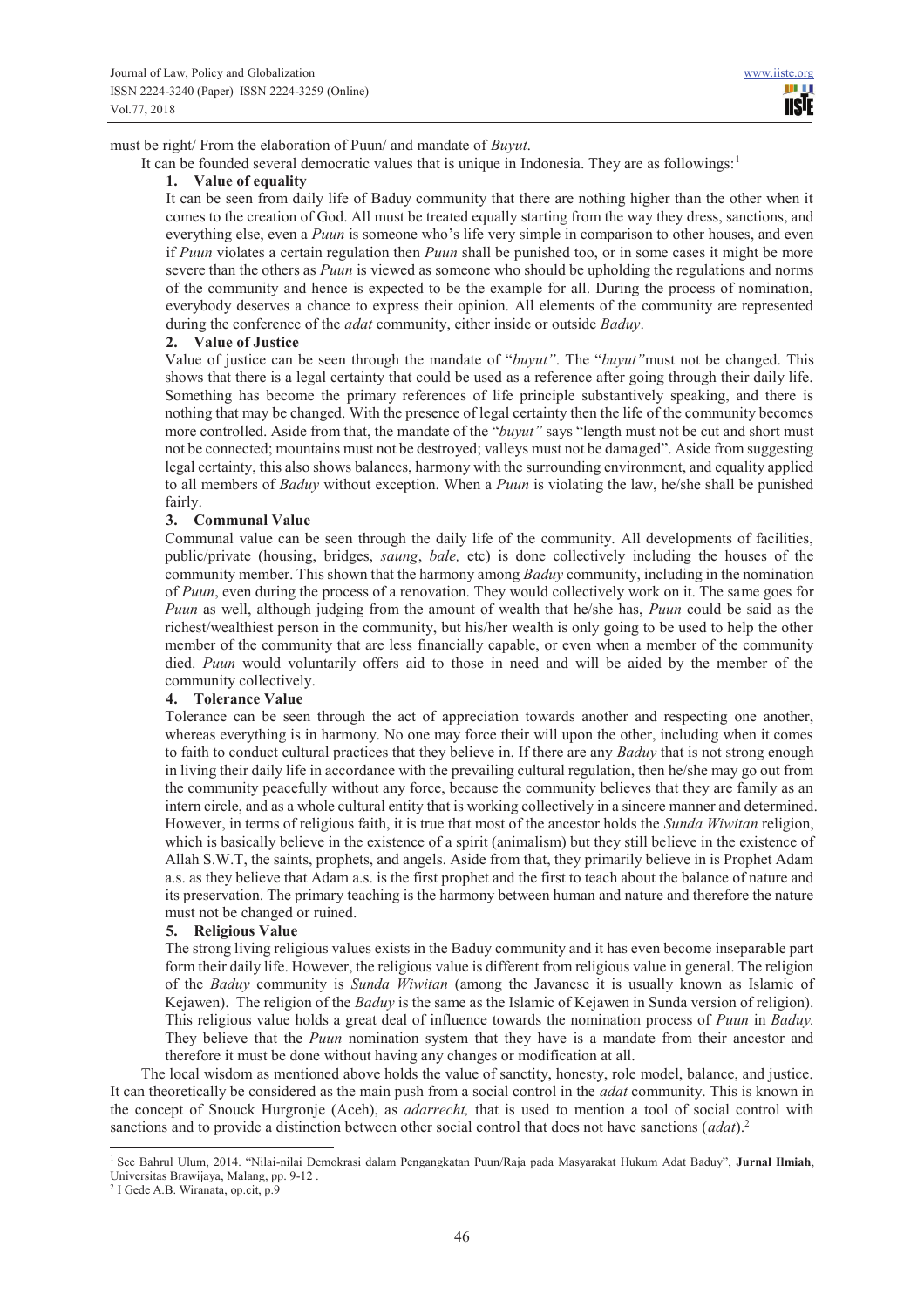must be right/ From the elaboration of Puun/ and mandate of *Buyut*.

It can be founded several democratic values that is unique in Indonesia. They are as followings:[1]

**1. Value of equality**

It can be seen from daily life of Baduy community that there are nothing higher than the other when it comes to the creation of God. All must be treated equally starting from the way they dress, sanctions, and everything else, even a *Puun* is someone who's life very simple in comparison to other houses, and even if *Puun* violates a certain regulation then *Puun* shall be punished too, or in some cases it might be more severe than the others as *Puun* is viewed as someone who should be upholding the regulations and norms of the community and hence is expected to be the example for all. During the process of nomination, everybody deserves a chance to express their opinion. All elements of the community are represented during the conference of the *adat* community, either inside or outside *Baduy*.

**2. Value of Justice**

Value of justice can be seen through the mandate of "*buyut"*. The "*buyut"*must not be changed. This shows that there is a legal certainty that could be used as a reference after going through their daily life. Something has become the primary references of life principle substantively speaking, and there is nothing that may be changed. With the presence of legal certainty then the life of the community becomes more controlled. Aside from that, the mandate of the "*buyut"* says "length must not be cut and short must not be connected; mountains must not be destroyed; valleys must not be damaged". Aside from suggesting legal certainty, this also shows balances, harmony with the surrounding environment, and equality applied to all members of *Baduy* without exception. When a *Puun* is violating the law, he/she shall be punished fairly.

**3. Communal Value**

Communal value can be seen through the daily life of the community. All developments of facilities, public/private (housing, bridges, *saung*, *bale,* etc) is done collectively including the houses of the community member. This shown that the harmony among *Baduy* community, including in the nomination of *Puun*, even during the process of a renovation. They would collectively work on it. The same goes for *Puun* as well, although judging from the amount of wealth that he/she has, *Puun* could be said as the richest/wealthiest person in the community, but his/her wealth is only going to be used to help the other member of the community that are less financially capable, or even when a member of the community died. *Puun* would voluntarily offers aid to those in need and will be aided by the member of the community collectively.

**4. Tolerance Value**

Tolerance can be seen through the act of appreciation towards another and respecting one another, whereas everything is in harmony. No one may force their will upon the other, including when it comes to faith to conduct cultural practices that they believe in. If there are any *Baduy* that is not strong enough in living their daily life in accordance with the prevailing cultural regulation, then he/she may go out from the community peacefully without any force, because the community believes that they are family as an intern circle, and as a whole cultural entity that is working collectively in a sincere manner and determined. However, in terms of religious faith, it is true that most of the ancestor holds the *Sunda Wiwitan* religion, which is basically believe in the existence of a spirit (animalism) but they still believe in the existence of Allah S.W.T, the saints, prophets, and angels. Aside from that, they primarily believe in is Prophet Adam a.s. as they believe that Adam a.s. is the first prophet and the first to teach about the balance of nature and its preservation. The primary teaching is the harmony between human and nature and therefore the nature must not be changed or ruined.

**5. Religious Value**

The strong living religious values exists in the Baduy community and it has even become inseparable part form their daily life. However, the religious value is different from religious value in general. The religion of the *Baduy* community is *Sunda Wiwitan* (among the Javanese it is usually known as Islamic of Kejawen). The religion of the *Baduy* is the same as the Islamic of Kejawen in Sunda version of religion). This religious value holds a great deal of influence towards the nomination process of *Puun* in *Baduy.* They believe that the *Puun* nomination system that they have is a mandate from their ancestor and therefore it must be done without having any changes or modification at all.

The local wisdom as mentioned above holds the value of sanctity, honesty, role model, balance, and justice. It can theoretically be considered as the main push from a social control in the *adat* community. This is known in the concept of Snouck Hurgronje (Aceh), as *adarrecht,* that is used to mention a tool of social control with sanctions and to provide a distinction between other social control that does not have sanctions (*adat*).[2]

---

[1] See Bahrul Ulum, 2014. "Nilai-nilai Demokrasi dalam Pengangkatan Puun/Raja pada Masyarakat Hukum Adat Baduy", **Jurnal Ilmiah**, Universitas Brawijaya, Malang, pp. 9-12 .

[2] I Gede A.B. Wiranata, op.cit, p.9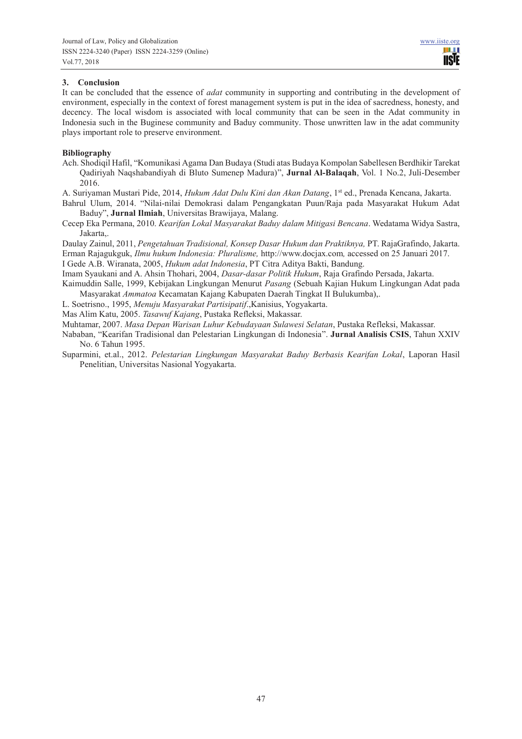## 3. Conclusion

It can be concluded that the essence of *adat* community in supporting and contributing in the development of environment, especially in the context of forest management system is put in the idea of sacredness, honesty, and decency. The local wisdom is associated with local community that can be seen in the Adat community in Indonesia such in the Buginese community and Baduy community. Those unwritten law in the adat community plays important role to preserve environment.

### Bibliography

Ach. Shodiqil Hafil, "Komunikasi Agama Dan Budaya (Studi atas Budaya Kompolan Sabellesen Berdhikir Tarekat Qadiriyah Naqshabandiyah di Bluto Sumenep Madura)", **Jurnal Al-Balaqah**, Vol. 1 No.2, Juli-Desember 2016.

A. Suriyaman Mustari Pide, 2014, *Hukum Adat Dulu Kini dan Akan Datang*, 1st ed., Prenada Kencana, Jakarta.

Bahrul Ulum, 2014. "Nilai-nilai Demokrasi dalam Pengangkatan Puun/Raja pada Masyarakat Hukum Adat Baduy", **Jurnal Ilmiah**, Universitas Brawijaya, Malang.

Cecep Eka Permana, 2010. *Kearifan Lokal Masyarakat Baduy dalam Mitigasi Bencana*. Wedatama Widya Sastra, Jakarta,.

Daulay Zainul, 2011, *Pengetahuan Tradisional, Konsep Dasar Hukum dan Praktiknya,* PT. RajaGrafindo, Jakarta.

Erman Rajagukguk, *Ilmu hukum Indonesia: Pluralisme,* http://www.docjax.com*,* accessed on 25 Januari 2017.

I Gede A.B. Wiranata, 2005, *Hukum adat Indonesia*, PT Citra Aditya Bakti, Bandung.

Imam Syaukani and A. Ahsin Thohari, 2004, *Dasar-dasar Politik Hukum*, Raja Grafindo Persada, Jakarta.

Kaimuddin Salle, 1999, Kebijakan Lingkungan Menurut *Pasang* (Sebuah Kajian Hukum Lingkungan Adat pada Masyarakat *Ammatoa* Kecamatan Kajang Kabupaten Daerah Tingkat II Bulukumba),.

L. Soetrisno., 1995, *Menuju Masyarakat Partisipatif*.,Kanisius, Yogyakarta.

Mas Alim Katu, 2005. *Tasawuf Kajang*, Pustaka Refleksi, Makassar.

Muhtamar, 2007. *Masa Depan Warisan Luhur Kebudayaan Sulawesi Selatan*, Pustaka Refleksi, Makassar.

Nababan, "Kearifan Tradisional dan Pelestarian Lingkungan di Indonesia". **Jurnal Analisis CSIS**, Tahun XXIV No. 6 Tahun 1995.

Suparmini, et.al., 2012. *Pelestarian Lingkungan Masyarakat Baduy Berbasis Kearifan Lokal*, Laporan Hasil Penelitian, Universitas Nasional Yogyakarta.